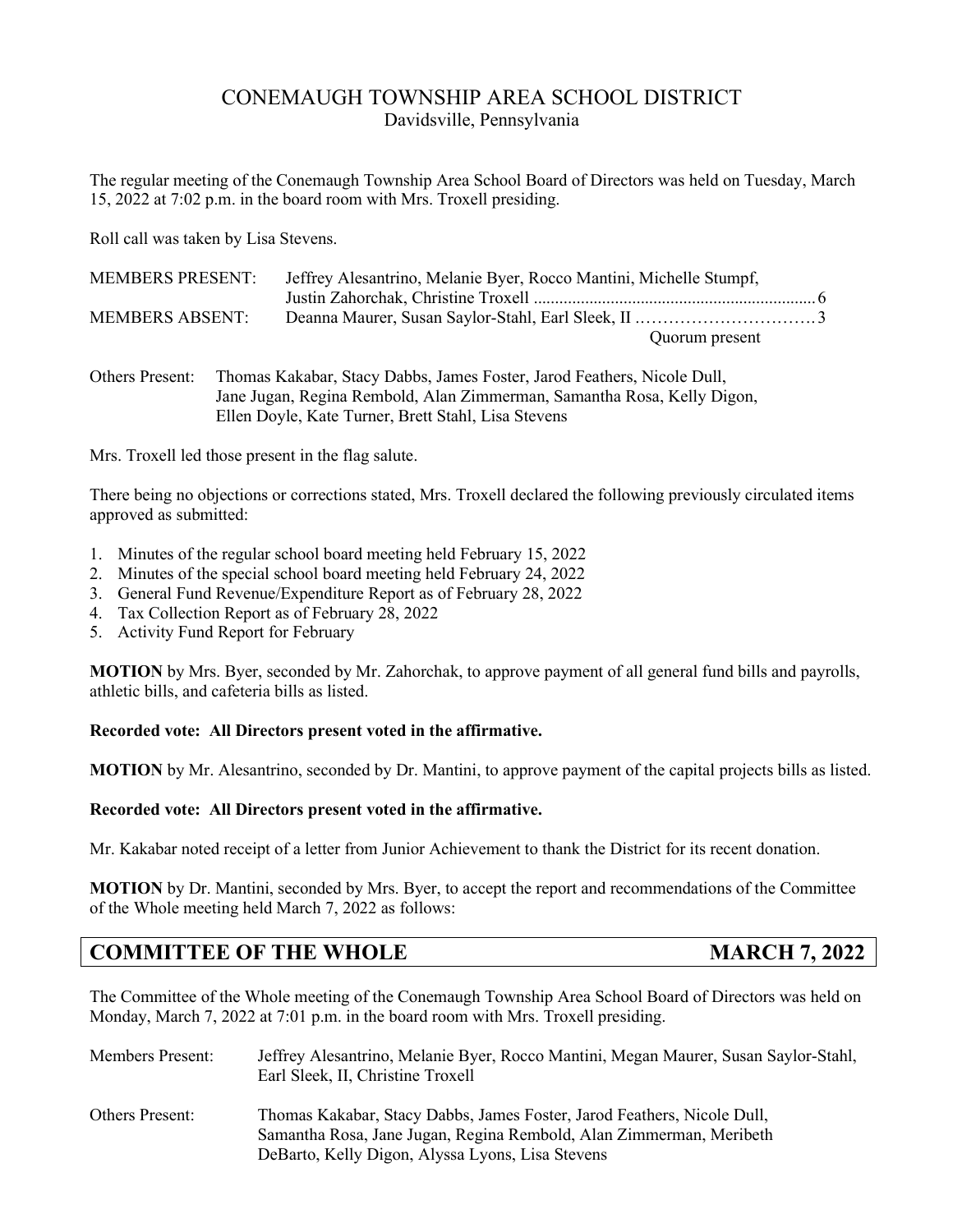# CONEMAUGH TOWNSHIP AREA SCHOOL DISTRICT
Davidsville, Pennsylvania

The regular meeting of the Conemaugh Township Area School Board of Directors was held on Tuesday, March 15, 2022 at 7:02 p.m. in the board room with Mrs. Troxell presiding.

Roll call was taken by Lisa Stevens.

| | | |
|---|---|---|
| MEMBERS PRESENT: | Jeffrey Alesantrino, Melanie Byer, Rocco Mantini, Michelle Stumpf, Justin Zahorchak, Christine Troxell | 6 |
| MEMBERS ABSENT: | Deanna Maurer, Susan Saylor-Stahl, Earl Sleek, II | 3 |
| | Quorum present | |

Others Present: Thomas Kakabar, Stacy Dabbs, James Foster, Jarod Feathers, Nicole Dull, Jane Jugan, Regina Rembold, Alan Zimmerman, Samantha Rosa, Kelly Digon, Ellen Doyle, Kate Turner, Brett Stahl, Lisa Stevens

Mrs. Troxell led those present in the flag salute.

There being no objections or corrections stated, Mrs. Troxell declared the following previously circulated items approved as submitted:

1. Minutes of the regular school board meeting held February 15, 2022
2. Minutes of the special school board meeting held February 24, 2022
3. General Fund Revenue/Expenditure Report as of February 28, 2022
4. Tax Collection Report as of February 28, 2022
5. Activity Fund Report for February

**MOTION** by Mrs. Byer, seconded by Mr. Zahorchak, to approve payment of all general fund bills and payrolls, athletic bills, and cafeteria bills as listed.

**Recorded vote: All Directors present voted in the affirmative.**

**MOTION** by Mr. Alesantrino, seconded by Dr. Mantini, to approve payment of the capital projects bills as listed.

**Recorded vote: All Directors present voted in the affirmative.**

Mr. Kakabar noted receipt of a letter from Junior Achievement to thank the District for its recent donation.

**MOTION** by Dr. Mantini, seconded by Mrs. Byer, to accept the report and recommendations of the Committee of the Whole meeting held March 7, 2022 as follows:

## COMMITTEE OF THE WHOLE — MARCH 7, 2022

The Committee of the Whole meeting of the Conemaugh Township Area School Board of Directors was held on Monday, March 7, 2022 at 7:01 p.m. in the board room with Mrs. Troxell presiding.

| | |
|---|---|
| Members Present: | Jeffrey Alesantrino, Melanie Byer, Rocco Mantini, Megan Maurer, Susan Saylor-Stahl, Earl Sleek, II, Christine Troxell |
| Others Present: | Thomas Kakabar, Stacy Dabbs, James Foster, Jarod Feathers, Nicole Dull, Samantha Rosa, Jane Jugan, Regina Rembold, Alan Zimmerman, Meribeth DeBarto, Kelly Digon, Alyssa Lyons, Lisa Stevens |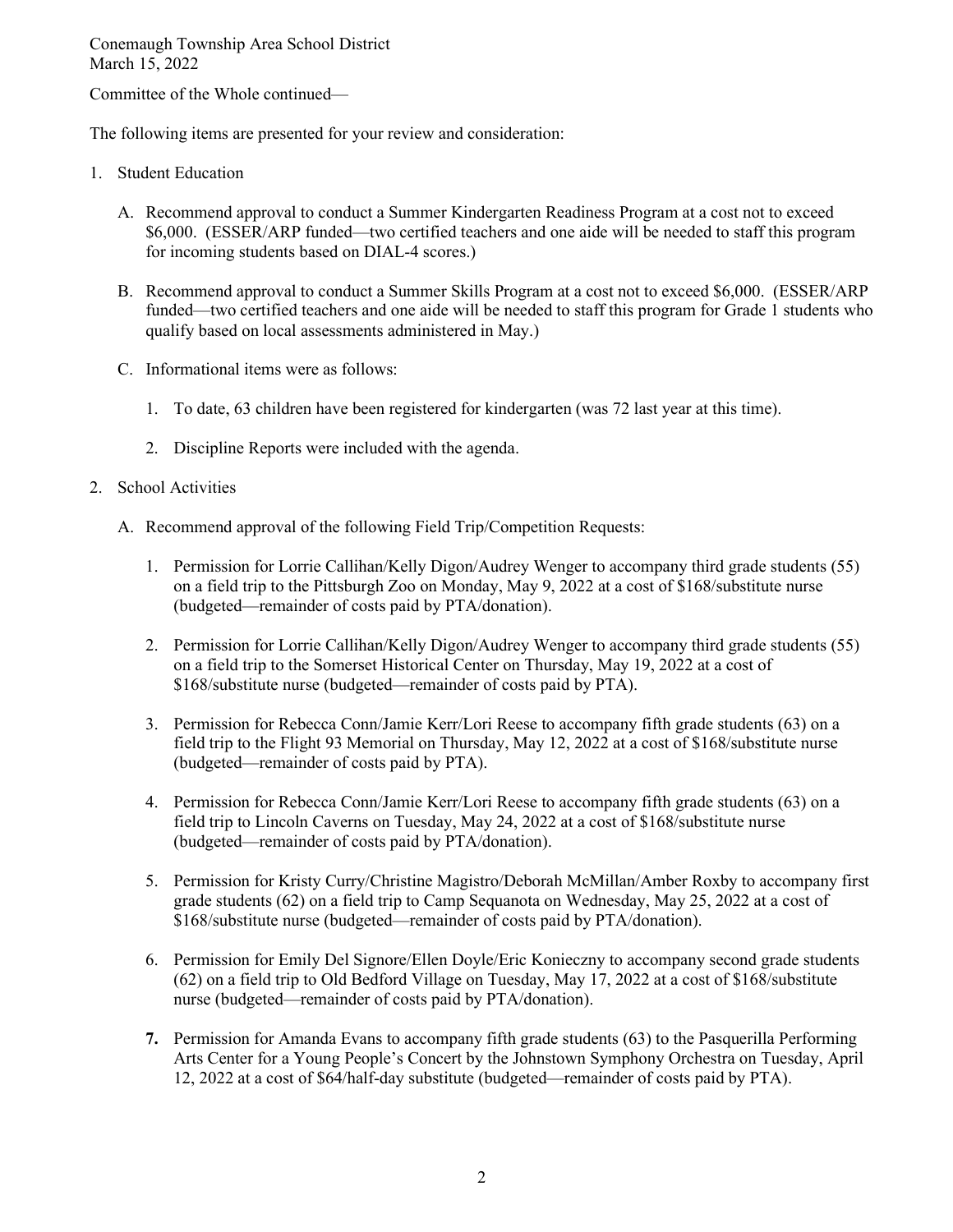Conemaugh Township Area School District
March 15, 2022

Committee of the Whole continued—

The following items are presented for your review and consideration:

1. Student Education

   A. Recommend approval to conduct a Summer Kindergarten Readiness Program at a cost not to exceed $6,000. (ESSER/ARP funded—two certified teachers and one aide will be needed to staff this program for incoming students based on DIAL-4 scores.)

   B. Recommend approval to conduct a Summer Skills Program at a cost not to exceed $6,000. (ESSER/ARP funded—two certified teachers and one aide will be needed to staff this program for Grade 1 students who qualify based on local assessments administered in May.)

   C. Informational items were as follows:

      1. To date, 63 children have been registered for kindergarten (was 72 last year at this time).

      2. Discipline Reports were included with the agenda.

2. School Activities

   A. Recommend approval of the following Field Trip/Competition Requests:

      1. Permission for Lorrie Callihan/Kelly Digon/Audrey Wenger to accompany third grade students (55) on a field trip to the Pittsburgh Zoo on Monday, May 9, 2022 at a cost of $168/substitute nurse (budgeted—remainder of costs paid by PTA/donation).

      2. Permission for Lorrie Callihan/Kelly Digon/Audrey Wenger to accompany third grade students (55) on a field trip to the Somerset Historical Center on Thursday, May 19, 2022 at a cost of $168/substitute nurse (budgeted—remainder of costs paid by PTA).

      3. Permission for Rebecca Conn/Jamie Kerr/Lori Reese to accompany fifth grade students (63) on a field trip to the Flight 93 Memorial on Thursday, May 12, 2022 at a cost of $168/substitute nurse (budgeted—remainder of costs paid by PTA).

      4. Permission for Rebecca Conn/Jamie Kerr/Lori Reese to accompany fifth grade students (63) on a field trip to Lincoln Caverns on Tuesday, May 24, 2022 at a cost of $168/substitute nurse (budgeted—remainder of costs paid by PTA/donation).

      5. Permission for Kristy Curry/Christine Magistro/Deborah McMillan/Amber Roxby to accompany first grade students (62) on a field trip to Camp Sequanota on Wednesday, May 25, 2022 at a cost of $168/substitute nurse (budgeted—remainder of costs paid by PTA/donation).

      6. Permission for Emily Del Signore/Ellen Doyle/Eric Konieczny to accompany second grade students (62) on a field trip to Old Bedford Village on Tuesday, May 17, 2022 at a cost of $168/substitute nurse (budgeted—remainder of costs paid by PTA/donation).

      **7.** Permission for Amanda Evans to accompany fifth grade students (63) to the Pasquerilla Performing Arts Center for a Young People's Concert by the Johnstown Symphony Orchestra on Tuesday, April 12, 2022 at a cost of $64/half-day substitute (budgeted—remainder of costs paid by PTA).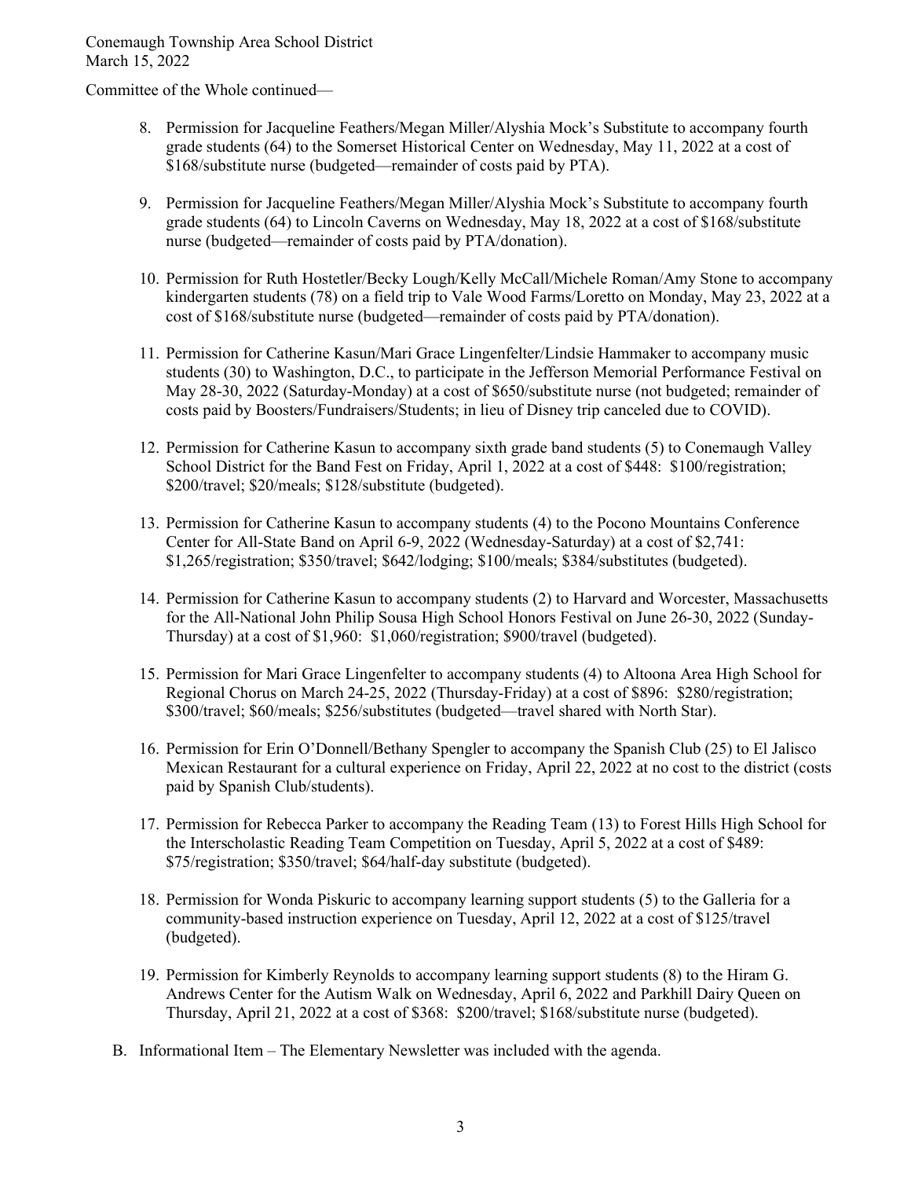Committee of the Whole continued—

8. Permission for Jacqueline Feathers/Megan Miller/Alyshia Mock's Substitute to accompany fourth grade students (64) to the Somerset Historical Center on Wednesday, May 11, 2022 at a cost of $168/substitute nurse (budgeted—remainder of costs paid by PTA).

9. Permission for Jacqueline Feathers/Megan Miller/Alyshia Mock's Substitute to accompany fourth grade students (64) to Lincoln Caverns on Wednesday, May 18, 2022 at a cost of $168/substitute nurse (budgeted—remainder of costs paid by PTA/donation).

10. Permission for Ruth Hostetler/Becky Lough/Kelly McCall/Michele Roman/Amy Stone to accompany kindergarten students (78) on a field trip to Vale Wood Farms/Loretto on Monday, May 23, 2022 at a cost of $168/substitute nurse (budgeted—remainder of costs paid by PTA/donation).

11. Permission for Catherine Kasun/Mari Grace Lingenfelter/Lindsie Hammaker to accompany music students (30) to Washington, D.C., to participate in the Jefferson Memorial Performance Festival on May 28-30, 2022 (Saturday-Monday) at a cost of $650/substitute nurse (not budgeted; remainder of costs paid by Boosters/Fundraisers/Students; in lieu of Disney trip canceled due to COVID).

12. Permission for Catherine Kasun to accompany sixth grade band students (5) to Conemaugh Valley School District for the Band Fest on Friday, April 1, 2022 at a cost of $448: $100/registration; $200/travel; $20/meals; $128/substitute (budgeted).

13. Permission for Catherine Kasun to accompany students (4) to the Pocono Mountains Conference Center for All-State Band on April 6-9, 2022 (Wednesday-Saturday) at a cost of $2,741: $1,265/registration; $350/travel; $642/lodging; $100/meals; $384/substitutes (budgeted).

14. Permission for Catherine Kasun to accompany students (2) to Harvard and Worcester, Massachusetts for the All-National John Philip Sousa High School Honors Festival on June 26-30, 2022 (Sunday-Thursday) at a cost of $1,960: $1,060/registration; $900/travel (budgeted).

15. Permission for Mari Grace Lingenfelter to accompany students (4) to Altoona Area High School for Regional Chorus on March 24-25, 2022 (Thursday-Friday) at a cost of $896: $280/registration; $300/travel; $60/meals; $256/substitutes (budgeted—travel shared with North Star).

16. Permission for Erin O'Donnell/Bethany Spengler to accompany the Spanish Club (25) to El Jalisco Mexican Restaurant for a cultural experience on Friday, April 22, 2022 at no cost to the district (costs paid by Spanish Club/students).

17. Permission for Rebecca Parker to accompany the Reading Team (13) to Forest Hills High School for the Interscholastic Reading Team Competition on Tuesday, April 5, 2022 at a cost of $489: $75/registration; $350/travel; $64/half-day substitute (budgeted).

18. Permission for Wonda Piskuric to accompany learning support students (5) to the Galleria for a community-based instruction experience on Tuesday, April 12, 2022 at a cost of $125/travel (budgeted).

19. Permission for Kimberly Reynolds to accompany learning support students (8) to the Hiram G. Andrews Center for the Autism Walk on Wednesday, April 6, 2022 and Parkhill Dairy Queen on Thursday, April 21, 2022 at a cost of $368: $200/travel; $168/substitute nurse (budgeted).

B. Informational Item – The Elementary Newsletter was included with the agenda.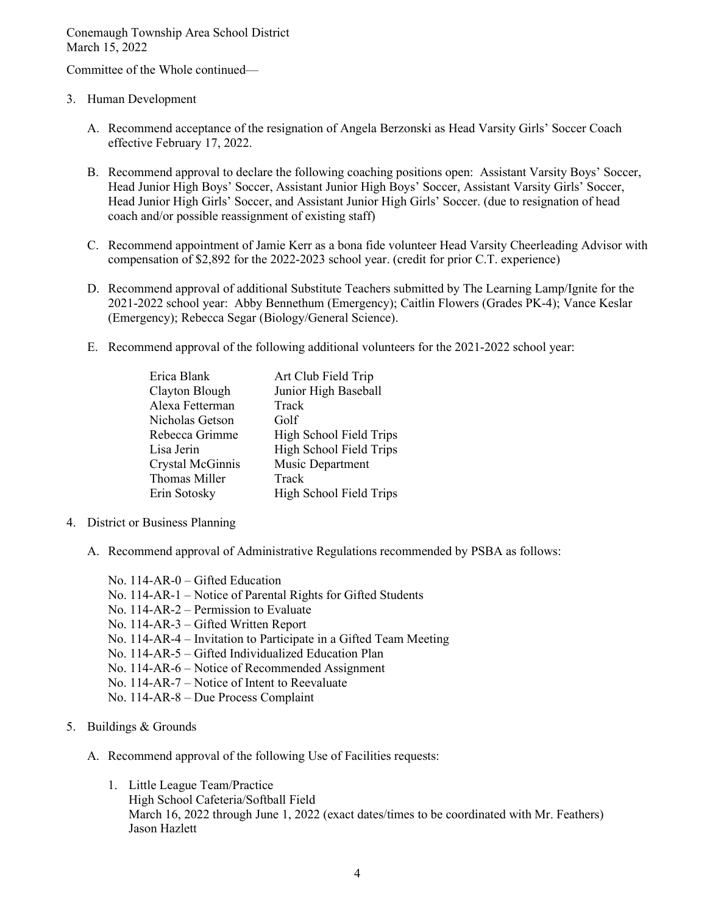Conemaugh Township Area School District
March 15, 2022

Committee of the Whole continued—

3. Human Development

   A. Recommend acceptance of the resignation of Angela Berzonski as Head Varsity Girls' Soccer Coach effective February 17, 2022.

   B. Recommend approval to declare the following coaching positions open: Assistant Varsity Boys' Soccer, Head Junior High Boys' Soccer, Assistant Junior High Boys' Soccer, Assistant Varsity Girls' Soccer, Head Junior High Girls' Soccer, and Assistant Junior High Girls' Soccer. (due to resignation of head coach and/or possible reassignment of existing staff)

   C. Recommend appointment of Jamie Kerr as a bona fide volunteer Head Varsity Cheerleading Advisor with compensation of $2,892 for the 2022-2023 school year. (credit for prior C.T. experience)

   D. Recommend approval of additional Substitute Teachers submitted by The Learning Lamp/Ignite for the 2021-2022 school year: Abby Bennethum (Emergency); Caitlin Flowers (Grades PK-4); Vance Keslar (Emergency); Rebecca Segar (Biology/General Science).

   E. Recommend approval of the following additional volunteers for the 2021-2022 school year:

| | |
|---|---|
| Erica Blank | Art Club Field Trip |
| Clayton Blough | Junior High Baseball |
| Alexa Fetterman | Track |
| Nicholas Getson | Golf |
| Rebecca Grimme | High School Field Trips |
| Lisa Jerin | High School Field Trips |
| Crystal McGinnis | Music Department |
| Thomas Miller | Track |
| Erin Sotosky | High School Field Trips |

4. District or Business Planning

   A. Recommend approval of Administrative Regulations recommended by PSBA as follows:

      No. 114-AR-0 – Gifted Education
      No. 114-AR-1 – Notice of Parental Rights for Gifted Students
      No. 114-AR-2 – Permission to Evaluate
      No. 114-AR-3 – Gifted Written Report
      No. 114-AR-4 – Invitation to Participate in a Gifted Team Meeting
      No. 114-AR-5 – Gifted Individualized Education Plan
      No. 114-AR-6 – Notice of Recommended Assignment
      No. 114-AR-7 – Notice of Intent to Reevaluate
      No. 114-AR-8 – Due Process Complaint

5. Buildings & Grounds

   A. Recommend approval of the following Use of Facilities requests:

      1. Little League Team/Practice
         High School Cafeteria/Softball Field
         March 16, 2022 through June 1, 2022 (exact dates/times to be coordinated with Mr. Feathers)
         Jason Hazlett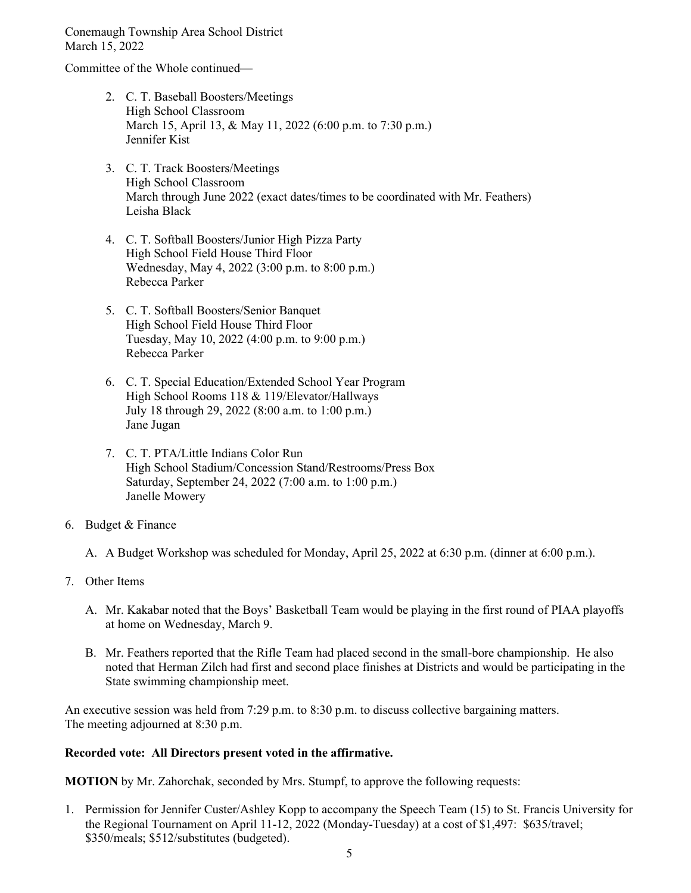Conemaugh Township Area School District
March 15, 2022

Committee of the Whole continued—

2. C. T. Baseball Boosters/Meetings
   High School Classroom
   March 15, April 13, & May 11, 2022 (6:00 p.m. to 7:30 p.m.)
   Jennifer Kist

3. C. T. Track Boosters/Meetings
   High School Classroom
   March through June 2022 (exact dates/times to be coordinated with Mr. Feathers)
   Leisha Black

4. C. T. Softball Boosters/Junior High Pizza Party
   High School Field House Third Floor
   Wednesday, May 4, 2022 (3:00 p.m. to 8:00 p.m.)
   Rebecca Parker

5. C. T. Softball Boosters/Senior Banquet
   High School Field House Third Floor
   Tuesday, May 10, 2022 (4:00 p.m. to 9:00 p.m.)
   Rebecca Parker

6. C. T. Special Education/Extended School Year Program
   High School Rooms 118 & 119/Elevator/Hallways
   July 18 through 29, 2022 (8:00 a.m. to 1:00 p.m.)
   Jane Jugan

7. C. T. PTA/Little Indians Color Run
   High School Stadium/Concession Stand/Restrooms/Press Box
   Saturday, September 24, 2022 (7:00 a.m. to 1:00 p.m.)
   Janelle Mowery

6. Budget & Finance

   A. A Budget Workshop was scheduled for Monday, April 25, 2022 at 6:30 p.m. (dinner at 6:00 p.m.).

7. Other Items

   A. Mr. Kakabar noted that the Boys' Basketball Team would be playing in the first round of PIAA playoffs at home on Wednesday, March 9.

   B. Mr. Feathers reported that the Rifle Team had placed second in the small-bore championship. He also noted that Herman Zilch had first and second place finishes at Districts and would be participating in the State swimming championship meet.

An executive session was held from 7:29 p.m. to 8:30 p.m. to discuss collective bargaining matters.
The meeting adjourned at 8:30 p.m.

**Recorded vote: All Directors present voted in the affirmative.**

**MOTION** by Mr. Zahorchak, seconded by Mrs. Stumpf, to approve the following requests:

1. Permission for Jennifer Custer/Ashley Kopp to accompany the Speech Team (15) to St. Francis University for the Regional Tournament on April 11-12, 2022 (Monday-Tuesday) at a cost of $1,497: $635/travel; $350/meals; $512/substitutes (budgeted).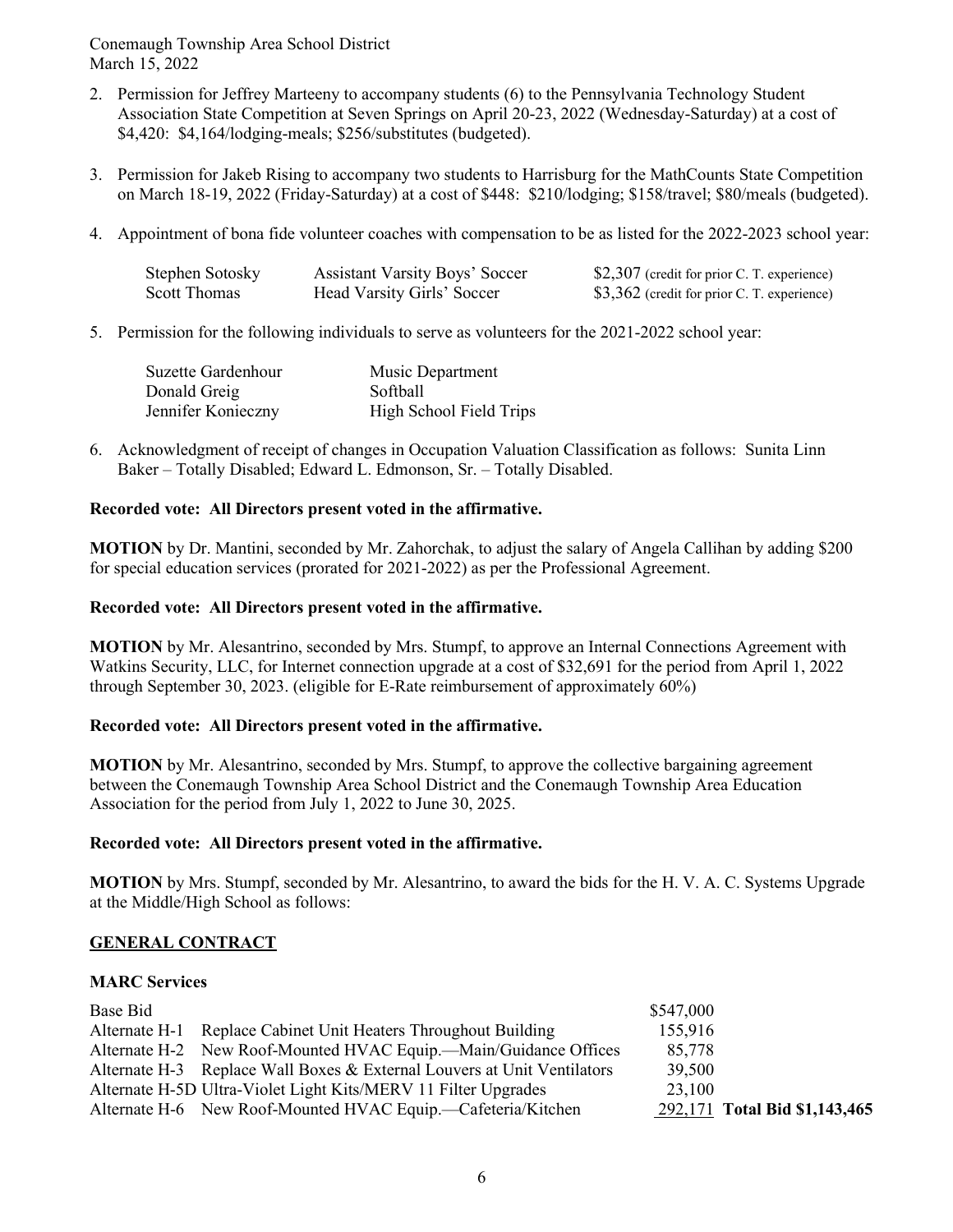2. Permission for Jeffrey Marteeny to accompany students (6) to the Pennsylvania Technology Student Association State Competition at Seven Springs on April 20-23, 2022 (Wednesday-Saturday) at a cost of $4,420: $4,164/lodging-meals; $256/substitutes (budgeted).

3. Permission for Jakeb Rising to accompany two students to Harrisburg for the MathCounts State Competition on March 18-19, 2022 (Friday-Saturday) at a cost of $448: $210/lodging; $158/travel; $80/meals (budgeted).

4. Appointment of bona fide volunteer coaches with compensation to be as listed for the 2022-2023 school year:

| | | |
|---|---|---|
| Stephen Sotosky | Assistant Varsity Boys' Soccer | $2,307 (credit for prior C. T. experience) |
| Scott Thomas | Head Varsity Girls' Soccer | $3,362 (credit for prior C. T. experience) |

5. Permission for the following individuals to serve as volunteers for the 2021-2022 school year:

| | |
|---|---|
| Suzette Gardenhour | Music Department |
| Donald Greig | Softball |
| Jennifer Konieczny | High School Field Trips |

6. Acknowledgment of receipt of changes in Occupation Valuation Classification as follows: Sunita Linn Baker – Totally Disabled; Edward L. Edmonson, Sr. – Totally Disabled.

**Recorded vote: All Directors present voted in the affirmative.**

**MOTION** by Dr. Mantini, seconded by Mr. Zahorchak, to adjust the salary of Angela Callihan by adding $200 for special education services (prorated for 2021-2022) as per the Professional Agreement.

**Recorded vote: All Directors present voted in the affirmative.**

**MOTION** by Mr. Alesantrino, seconded by Mrs. Stumpf, to approve an Internal Connections Agreement with Watkins Security, LLC, for Internet connection upgrade at a cost of $32,691 for the period from April 1, 2022 through September 30, 2023. (eligible for E-Rate reimbursement of approximately 60%)

**Recorded vote: All Directors present voted in the affirmative.**

**MOTION** by Mr. Alesantrino, seconded by Mrs. Stumpf, to approve the collective bargaining agreement between the Conemaugh Township Area School District and the Conemaugh Township Area Education Association for the period from July 1, 2022 to June 30, 2025.

**Recorded vote: All Directors present voted in the affirmative.**

**MOTION** by Mrs. Stumpf, seconded by Mr. Alesantrino, to award the bids for the H. V. A. C. Systems Upgrade at the Middle/High School as follows:

**GENERAL CONTRACT**

**MARC Services**

| | | | |
|---|---|---|---|
| Base Bid | | $547,000 | |
| Alternate H-1 | Replace Cabinet Unit Heaters Throughout Building | 155,916 | |
| Alternate H-2 | New Roof-Mounted HVAC Equip.—Main/Guidance Offices | 85,778 | |
| Alternate H-3 | Replace Wall Boxes & External Louvers at Unit Ventilators | 39,500 | |
| Alternate H-5D | Ultra-Violet Light Kits/MERV 11 Filter Upgrades | 23,100 | |
| Alternate H-6 | New Roof-Mounted HVAC Equip.—Cafeteria/Kitchen | 292,171 | **Total Bid $1,143,465** |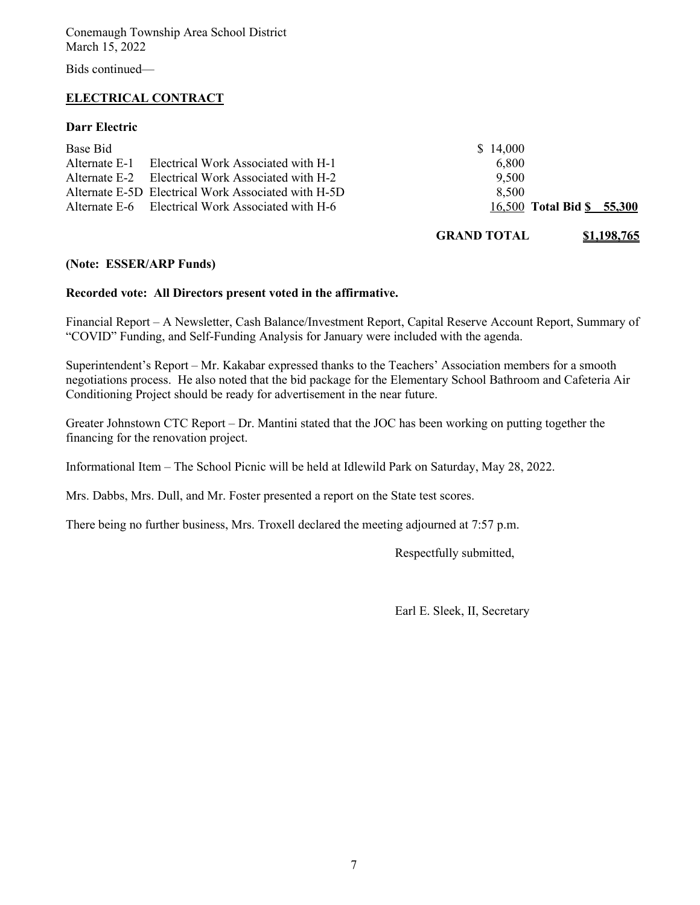Conemaugh Township Area School District
March 15, 2022

Bids continued—

**ELECTRICAL CONTRACT**

**Darr Electric**

| | | | |
|---|---|---|---|
| Base Bid | | $ 14,000 | |
| Alternate E-1 | Electrical Work Associated with H-1 | 6,800 | |
| Alternate E-2 | Electrical Work Associated with H-2 | 9,500 | |
| Alternate E-5D | Electrical Work Associated with H-5D | 8,500 | |
| Alternate E-6 | Electrical Work Associated with H-6 | 16,500 | **Total Bid $ 55,300** |
| | | **GRAND TOTAL** | **$1,198,765** |

**(Note: ESSER/ARP Funds)**

**Recorded vote: All Directors present voted in the affirmative.**

Financial Report – A Newsletter, Cash Balance/Investment Report, Capital Reserve Account Report, Summary of "COVID" Funding, and Self-Funding Analysis for January were included with the agenda.

Superintendent's Report – Mr. Kakabar expressed thanks to the Teachers' Association members for a smooth negotiations process. He also noted that the bid package for the Elementary School Bathroom and Cafeteria Air Conditioning Project should be ready for advertisement in the near future.

Greater Johnstown CTC Report – Dr. Mantini stated that the JOC has been working on putting together the financing for the renovation project.

Informational Item – The School Picnic will be held at Idlewild Park on Saturday, May 28, 2022.

Mrs. Dabbs, Mrs. Dull, and Mr. Foster presented a report on the State test scores.

There being no further business, Mrs. Troxell declared the meeting adjourned at 7:57 p.m.

Respectfully submitted,

Earl E. Sleek, II, Secretary